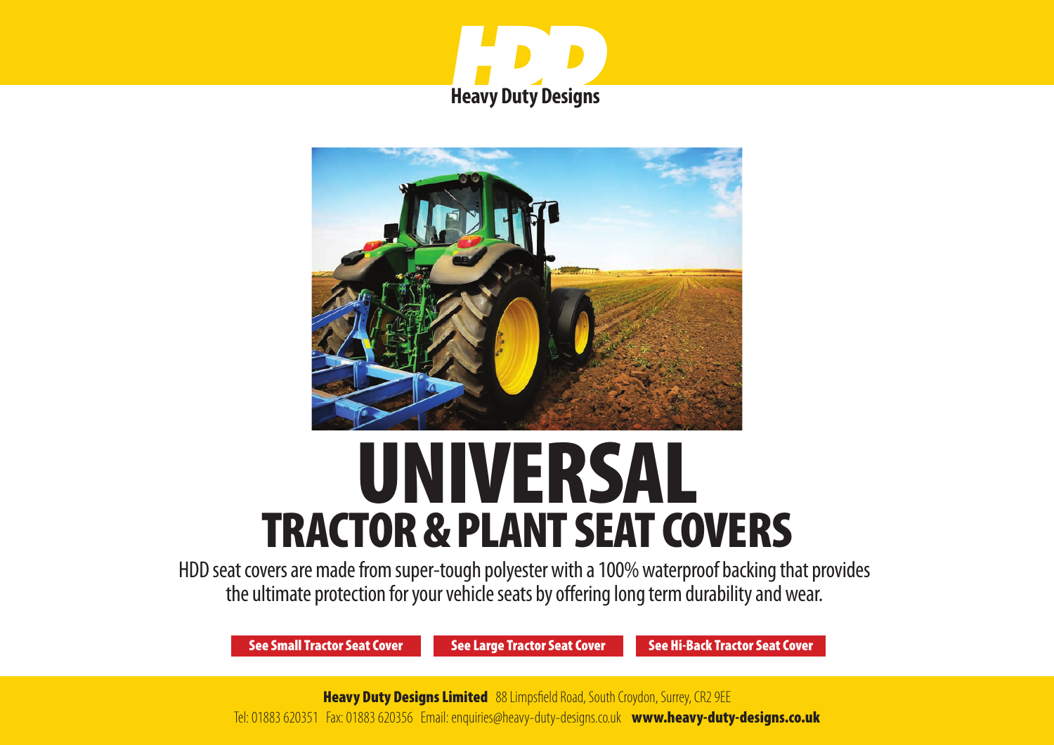HDD

Heavy Duty Designs

# UNIVERSAL

## TRACTOR & PLANT SEAT COVERS

HDD seat covers are made from super-tough polyester with a 100% waterproof backing that provides the ultimate protection for your vehicle seats by offering long term durability and wear.

See Small Tractor Seat Cover | See Large Tractor Seat Cover | See Hi-Back Tractor Seat Cover

**Heavy Duty Designs Limited** 88 Limpsfield Road, South Croydon, Surrey, CR2 9EE

Tel: 01883 620351 Fax: 01883 620356 Email: enquiries@heavy-duty-designs.co.uk **www.heavy-duty-designs.co.uk**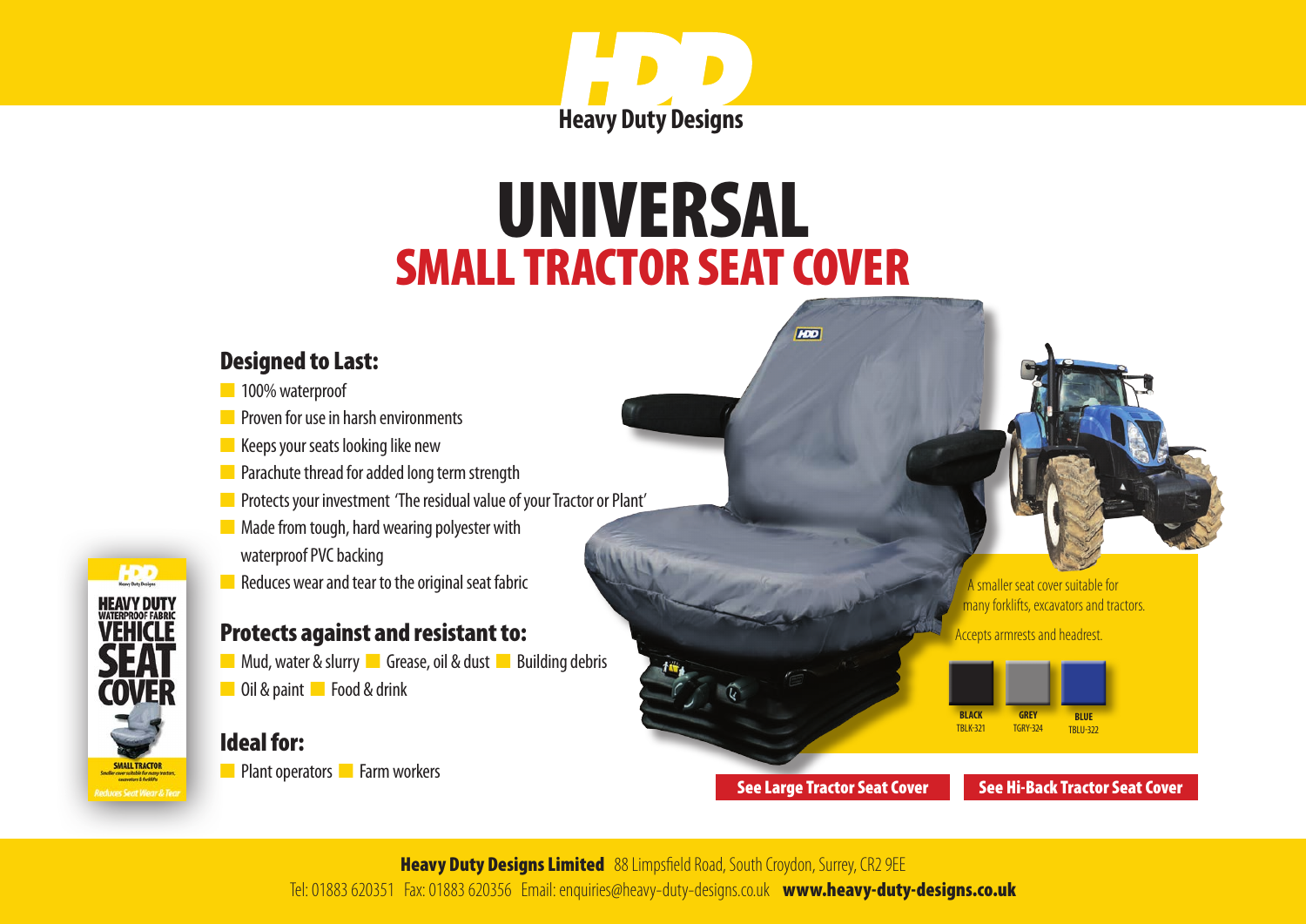HDD
Heavy Duty Designs

# UNIVERSAL
## SMALL TRACTOR SEAT COVER

### Designed to Last:

- 100% waterproof
- Proven for use in harsh environments
- Keeps your seats looking like new
- Parachute thread for added long term strength
- Protects your investment 'The residual value of your Tractor or Plant'
- Made from tough, hard wearing polyester with waterproof PVC backing
- Reduces wear and tear to the original seat fabric

### Protects against and resistant to:

- Mud, water & slurry
- Grease, oil & dust
- Building debris
- Oil & paint
- Food & drink

### Ideal for:

- Plant operators
- Farm workers

A smaller seat cover suitable for many forklifts, excavators and tractors.

Accepts armrests and headrest.

| BLACK | GREY | BLUE |
|---|---|---|
| TBLK-321 | TGRY-324 | TBLU-322 |

See Large Tractor Seat Cover

See Hi-Back Tractor Seat Cover

**Heavy Duty Designs Limited** 88 Limpsfield Road, South Croydon, Surrey, CR2 9EE

Tel: 01883 620351 Fax: 01883 620356 Email: enquiries@heavy-duty-designs.co.uk **www.heavy-duty-designs.co.uk**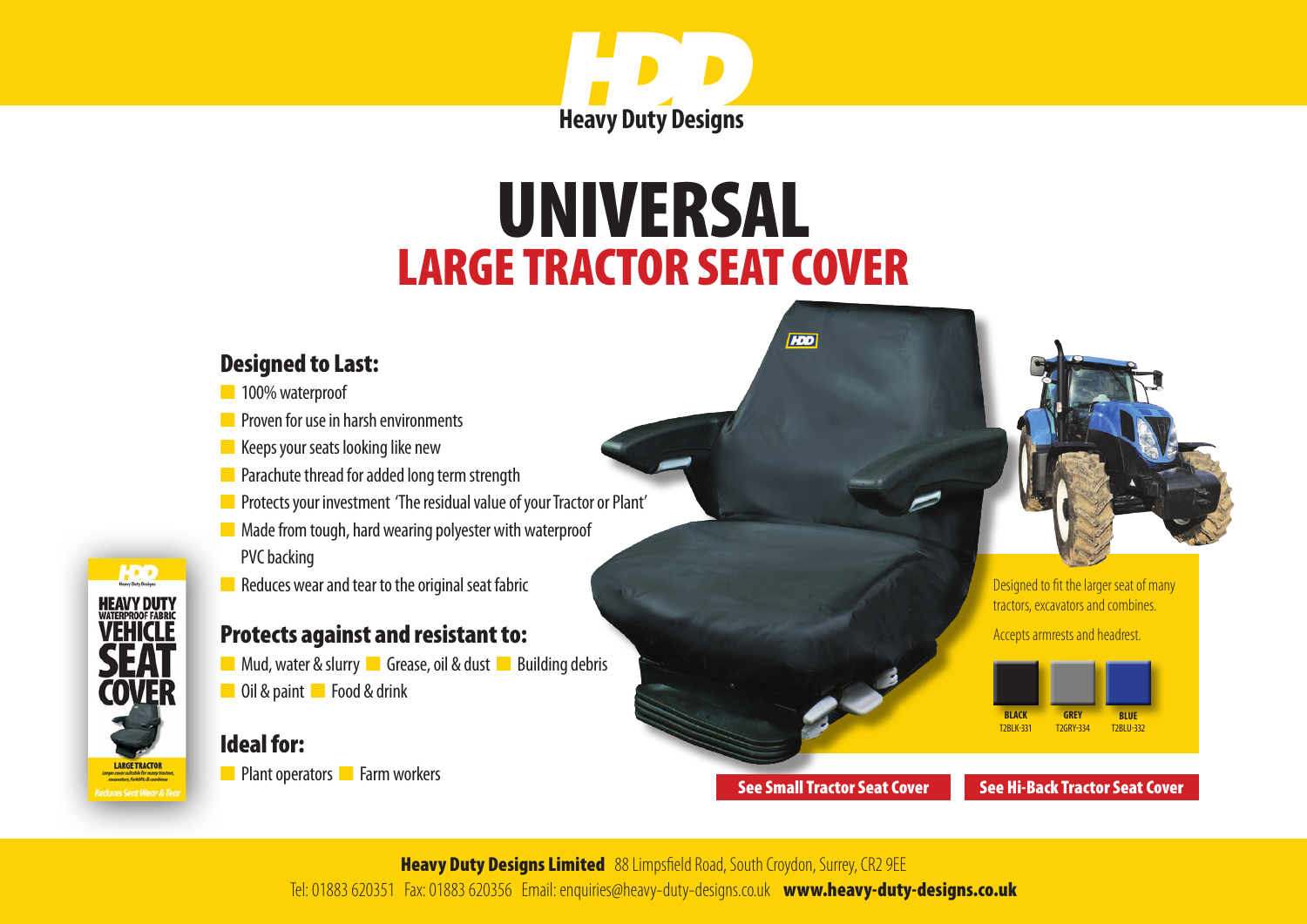HDD
Heavy Duty Designs

# UNIVERSAL
## LARGE TRACTOR SEAT COVER

### Designed to Last:

- 100% waterproof
- Proven for use in harsh environments
- Keeps your seats looking like new
- Parachute thread for added long term strength
- Protects your investment 'The residual value of your Tractor or Plant'
- Made from tough, hard wearing polyester with waterproof PVC backing
- Reduces wear and tear to the original seat fabric

### Protects against and resistant to:

- Mud, water & slurry
- Grease, oil & dust
- Building debris
- Oil & paint
- Food & drink

### Ideal for:

- Plant operators
- Farm workers

Designed to fit the larger seat of many tractors, excavators and combines.

Accepts armrests and headrest.

| BLACK | GREY | BLUE |
| --- | --- | --- |
| T2BLK-331 | T2GRY-334 | T2BLU-332 |

See Small Tractor Seat Cover

See Hi-Back Tractor Seat Cover

**Heavy Duty Designs Limited** 88 Limpsfield Road, South Croydon, Surrey, CR2 9EE
Tel: 01883 620351 Fax: 01883 620356 Email: enquiries@heavy-duty-designs.co.uk **www.heavy-duty-designs.co.uk**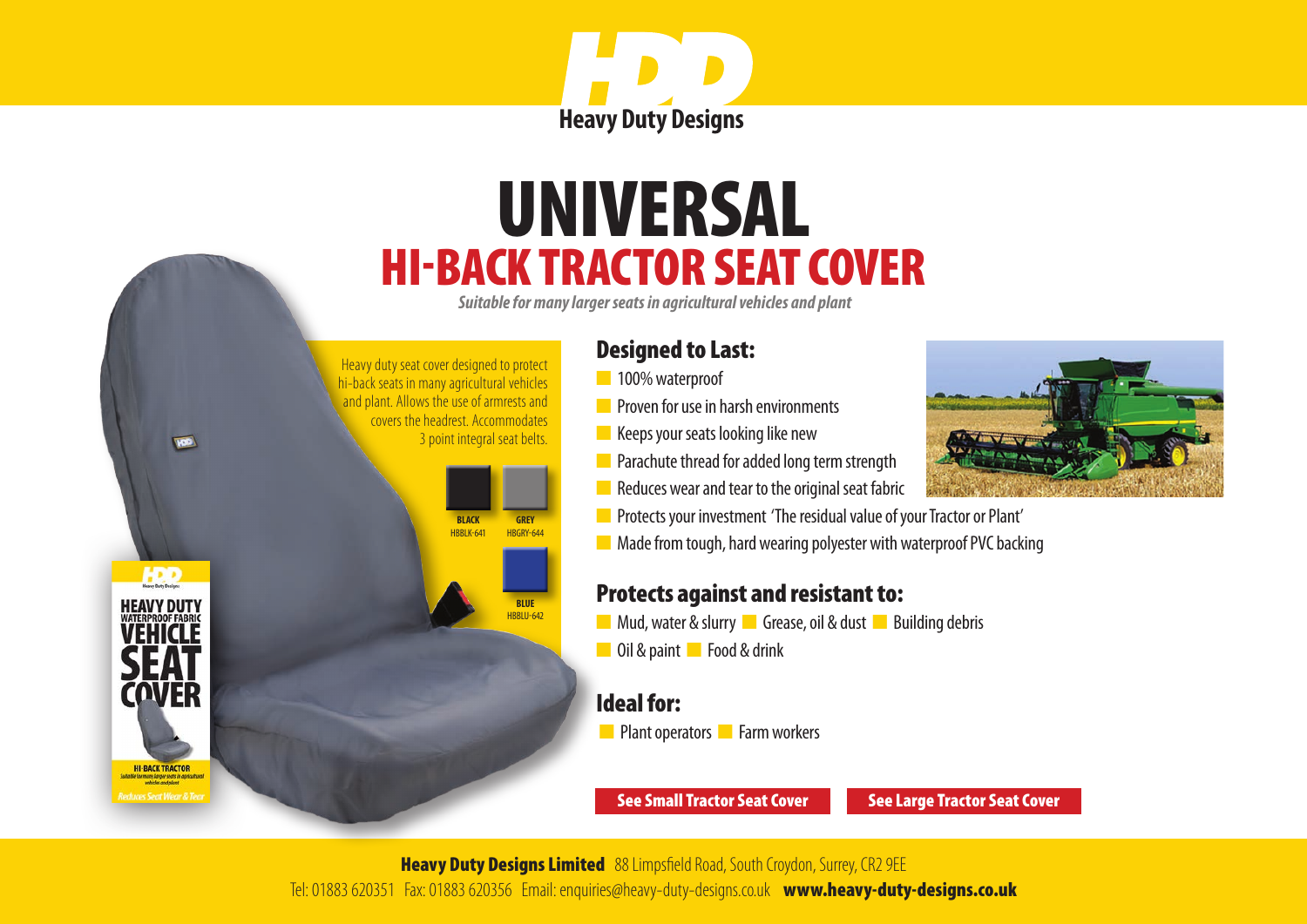Heavy Duty Designs

# UNIVERSAL
## HI-BACK TRACTOR SEAT COVER

*Suitable for many larger seats in agricultural vehicles and plant*

Heavy duty seat cover designed to protect hi-back seats in many agricultural vehicles and plant. Allows the use of armrests and covers the headrest. Accommodates 3 point integral seat belts.

**BLACK** HBBLK-641
**GREY** HBGRY-644
**BLUE** HBBLU-642

### Designed to Last:

- 100% waterproof
- Proven for use in harsh environments
- Keeps your seats looking like new
- Parachute thread for added long term strength
- Reduces wear and tear to the original seat fabric
- Protects your investment 'The residual value of your Tractor or Plant'
- Made from tough, hard wearing polyester with waterproof PVC backing

### Protects against and resistant to:

- Mud, water & slurry
- Grease, oil & dust
- Building debris
- Oil & paint
- Food & drink

### Ideal for:

- Plant operators
- Farm workers

**See Small Tractor Seat Cover** **See Large Tractor Seat Cover**

**Heavy Duty Designs Limited** 88 Limpsfield Road, South Croydon, Surrey, CR2 9EE
Tel: 01883 620351 Fax: 01883 620356 Email: enquiries@heavy-duty-designs.co.uk **www.heavy-duty-designs.co.uk**